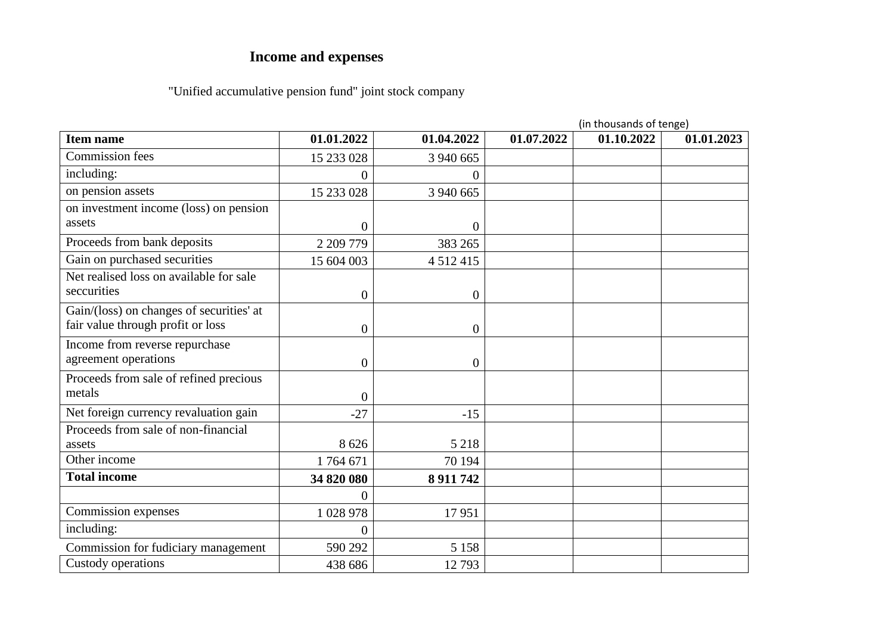# Income and expenses

"Unified accumulative pension fund" joint stock company

(in thousands of tenge)

| Item name | 01.01.2022 | 01.04.2022 | 01.07.2022 | 01.10.2022 | 01.01.2023 |
|---|---|---|---|---|---|
| Commission fees | 15 233 028 | 3 940 665 | | | |
| including: | 0 | 0 | | | |
| on pension assets | 15 233 028 | 3 940 665 | | | |
| on investment income (loss) on pension assets | 0 | 0 | | | |
| Proceeds from bank deposits | 2 209 779 | 383 265 | | | |
| Gain on purchased securities | 15 604 003 | 4 512 415 | | | |
| Net realised loss on available for sale seccurities | 0 | 0 | | | |
| Gain/(loss) on changes of securities' at fair value through profit or loss | 0 | 0 | | | |
| Income from reverse repurchase agreement operations | 0 | 0 | | | |
| Proceeds from sale of refined precious metals | 0 | | | | |
| Net foreign currency revaluation gain | -27 | -15 | | | |
| Proceeds from sale of non-financial assets | 8 626 | 5 218 | | | |
| Other income | 1 764 671 | 70 194 | | | |
| **Total income** | **34 820 080** | **8 911 742** | | | |
| | 0 | | | | |
| Commission expenses | 1 028 978 | 17 951 | | | |
| including: | 0 | | | | |
| Commission for fudiciary management | 590 292 | 5 158 | | | |
| Custody operations | 438 686 | 12 793 | | | |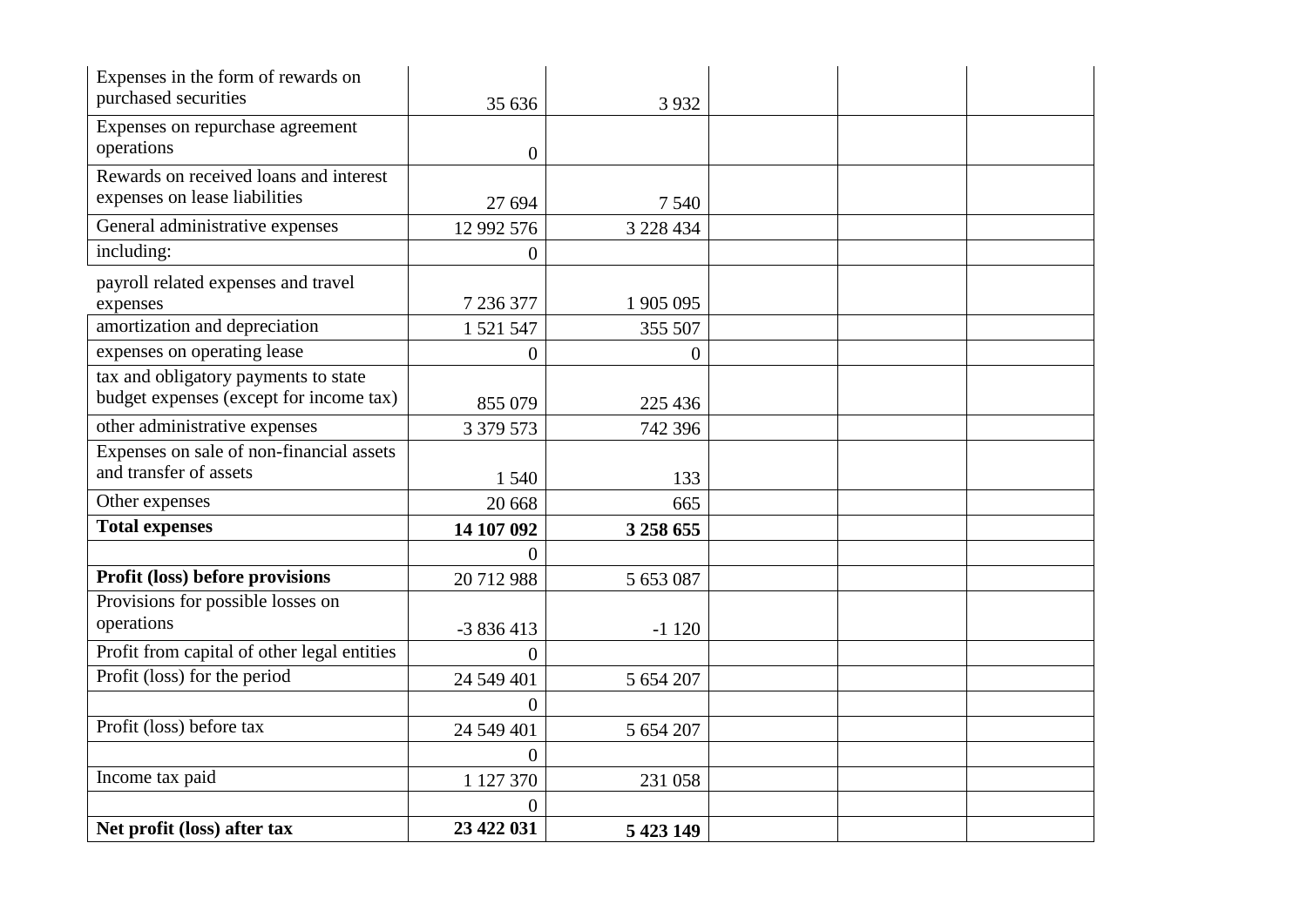| | | | | | |
|---|---|---|---|---|---|
| Expenses in the form of rewards on purchased securities | 35 636 | 3 932 | | | |
| Expenses on repurchase agreement operations | 0 | | | | |
| Rewards on received loans and interest expenses on lease liabilities | 27 694 | 7 540 | | | |
| General administrative expenses | 12 992 576 | 3 228 434 | | | |
| including: | 0 | | | | |
| payroll related expenses and travel expenses | 7 236 377 | 1 905 095 | | | |
| amortization and depreciation | 1 521 547 | 355 507 | | | |
| expenses on operating lease | 0 | 0 | | | |
| tax and obligatory payments to state budget expenses (except for income tax) | 855 079 | 225 436 | | | |
| other administrative expenses | 3 379 573 | 742 396 | | | |
| Expenses on sale of non-financial assets and transfer of assets | 1 540 | 133 | | | |
| Other expenses | 20 668 | 665 | | | |
| **Total expenses** | **14 107 092** | **3 258 655** | | | |
| | 0 | | | | |
| **Profit (loss) before provisions** | 20 712 988 | 5 653 087 | | | |
| Provisions for possible losses on operations | -3 836 413 | -1 120 | | | |
| Profit from capital of other legal entities | 0 | | | | |
| Profit (loss) for the period | 24 549 401 | 5 654 207 | | | |
| | 0 | | | | |
| Profit (loss) before tax | 24 549 401 | 5 654 207 | | | |
| | 0 | | | | |
| Income tax paid | 1 127 370 | 231 058 | | | |
| | 0 | | | | |
| **Net profit (loss) after tax** | **23 422 031** | **5 423 149** | | | |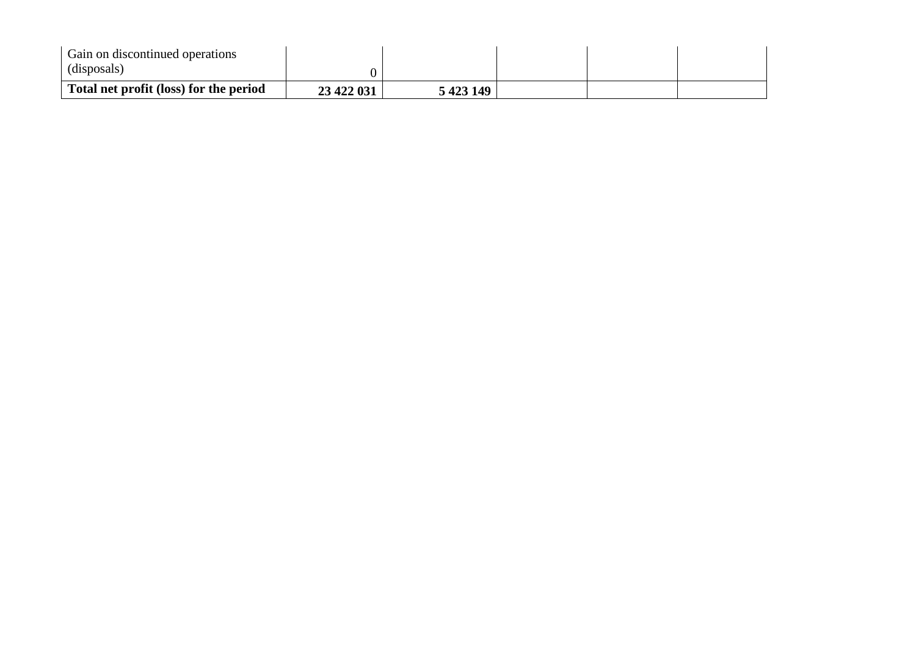| | | | | | |
|---|---|---|---|---|---|
| Gain on discontinued operations (disposals) | 0 | | | | |
| **Total net profit (loss) for the period** | **23 422 031** | **5 423 149** | | | |